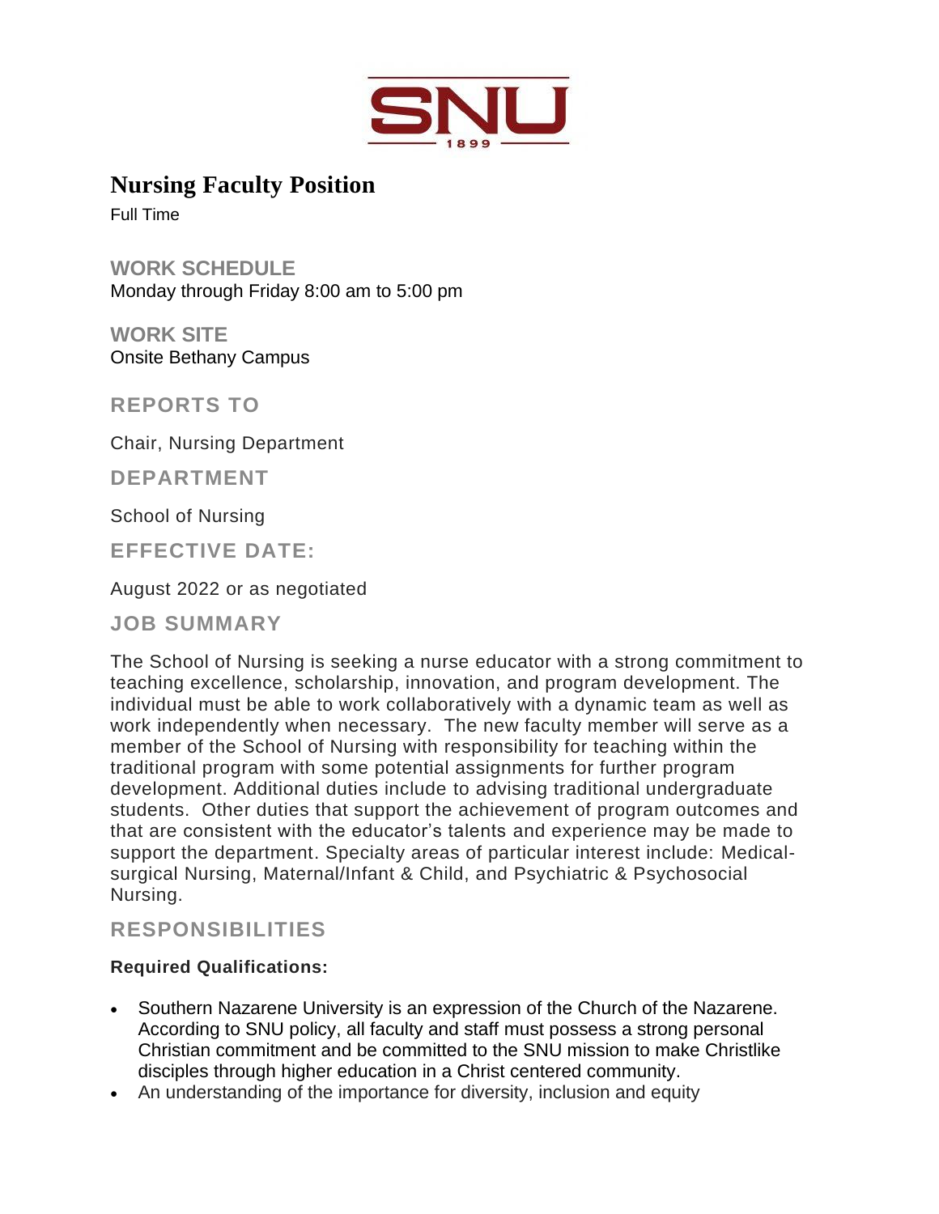SNU
1899

# Nursing Faculty Position

Full Time

## WORK SCHEDULE

Monday through Friday 8:00 am to 5:00 pm

## WORK SITE

Onsite Bethany Campus

## REPORTS TO

Chair, Nursing Department

## DEPARTMENT

School of Nursing

## EFFECTIVE DATE:

August 2022 or as negotiated

## JOB SUMMARY

The School of Nursing is seeking a nurse educator with a strong commitment to teaching excellence, scholarship, innovation, and program development. The individual must be able to work collaboratively with a dynamic team as well as work independently when necessary. The new faculty member will serve as a member of the School of Nursing with responsibility for teaching within the traditional program with some potential assignments for further program development. Additional duties include to advising traditional undergraduate students. Other duties that support the achievement of program outcomes and that are consistent with the educator's talents and experience may be made to support the department. Specialty areas of particular interest include: Medical-surgical Nursing, Maternal/Infant & Child, and Psychiatric & Psychosocial Nursing.

## RESPONSIBILITIES

**Required Qualifications:**

- Southern Nazarene University is an expression of the Church of the Nazarene. According to SNU policy, all faculty and staff must possess a strong personal Christian commitment and be committed to the SNU mission to make Christlike disciples through higher education in a Christ centered community.
- An understanding of the importance for diversity, inclusion and equity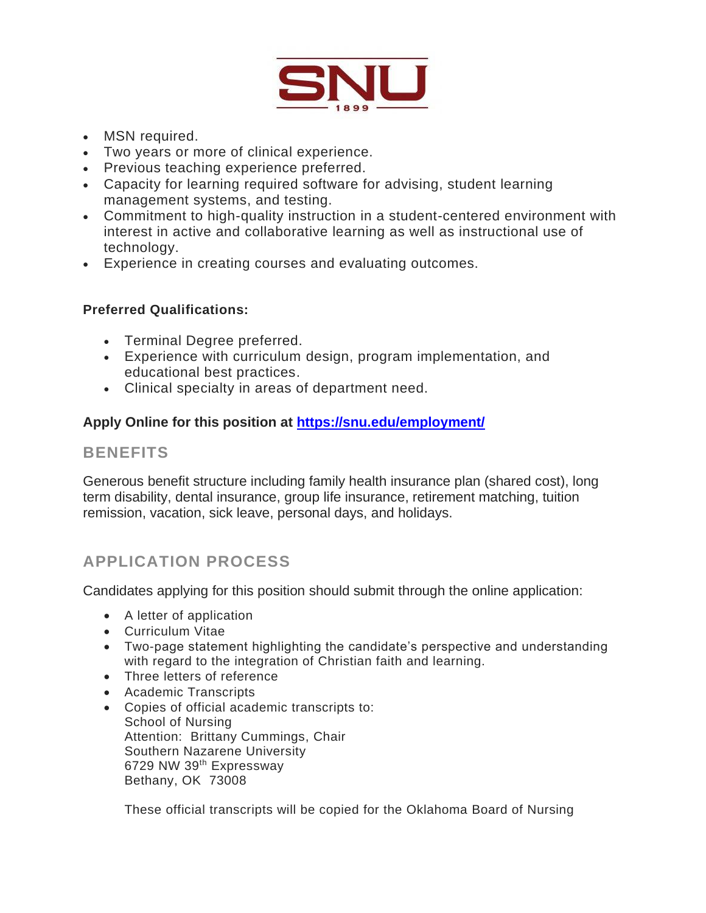- MSN required.
- Two years or more of clinical experience.
- Previous teaching experience preferred.
- Capacity for learning required software for advising, student learning management systems, and testing.
- Commitment to high-quality instruction in a student-centered environment with interest in active and collaborative learning as well as instructional use of technology.
- Experience in creating courses and evaluating outcomes.

**Preferred Qualifications:**

- Terminal Degree preferred.
- Experience with curriculum design, program implementation, and educational best practices.
- Clinical specialty in areas of department need.

**Apply Online for this position at [https://snu.edu/employment/](https://snu.edu/employment/)**

## BENEFITS

Generous benefit structure including family health insurance plan (shared cost), long term disability, dental insurance, group life insurance, retirement matching, tuition remission, vacation, sick leave, personal days, and holidays.

## APPLICATION PROCESS

Candidates applying for this position should submit through the online application:

- A letter of application
- Curriculum Vitae
- Two-page statement highlighting the candidate's perspective and understanding with regard to the integration of Christian faith and learning.
- Three letters of reference
- Academic Transcripts
- Copies of official academic transcripts to:
  School of Nursing
  Attention: Brittany Cummings, Chair
  Southern Nazarene University
  6729 NW 39th Expressway
  Bethany, OK 73008

  These official transcripts will be copied for the Oklahoma Board of Nursing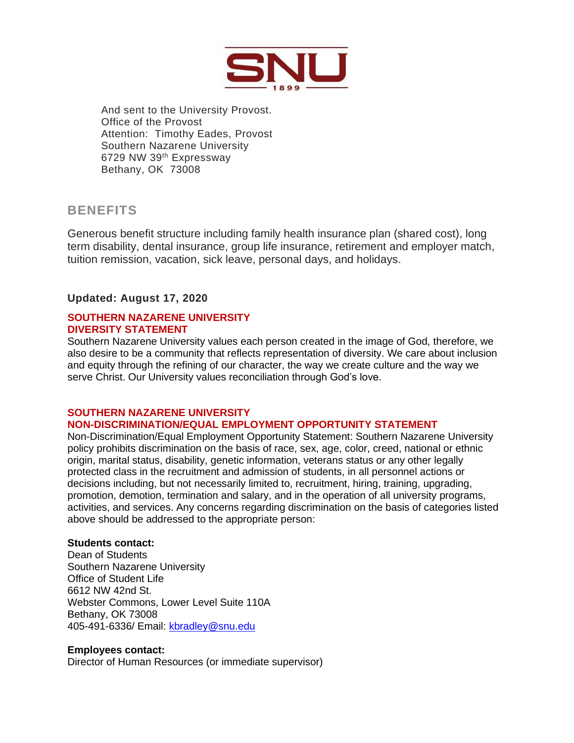And sent to the University Provost.
Office of the Provost
Attention: Timothy Eades, Provost
Southern Nazarene University
6729 NW 39$^{th}$ Expressway
Bethany, OK 73008

## BENEFITS

Generous benefit structure including family health insurance plan (shared cost), long term disability, dental insurance, group life insurance, retirement and employer match, tuition remission, vacation, sick leave, personal days, and holidays.

**Updated: August 17, 2020**

### SOUTHERN NAZARENE UNIVERSITY DIVERSITY STATEMENT

Southern Nazarene University values each person created in the image of God, therefore, we also desire to be a community that reflects representation of diversity. We care about inclusion and equity through the refining of our character, the way we create culture and the way we serve Christ. Our University values reconciliation through God's love.

### SOUTHERN NAZARENE UNIVERSITY NON-DISCRIMINATION/EQUAL EMPLOYMENT OPPORTUNITY STATEMENT

Non-Discrimination/Equal Employment Opportunity Statement: Southern Nazarene University policy prohibits discrimination on the basis of race, sex, age, color, creed, national or ethnic origin, marital status, disability, genetic information, veterans status or any other legally protected class in the recruitment and admission of students, in all personnel actions or decisions including, but not necessarily limited to, recruitment, hiring, training, upgrading, promotion, demotion, termination and salary, and in the operation of all university programs, activities, and services. Any concerns regarding discrimination on the basis of categories listed above should be addressed to the appropriate person:

**Students contact:**
Dean of Students
Southern Nazarene University
Office of Student Life
6612 NW 42nd St.
Webster Commons, Lower Level Suite 110A
Bethany, OK 73008
405-491-6336/ Email: kbradley@snu.edu

**Employees contact:**
Director of Human Resources (or immediate supervisor)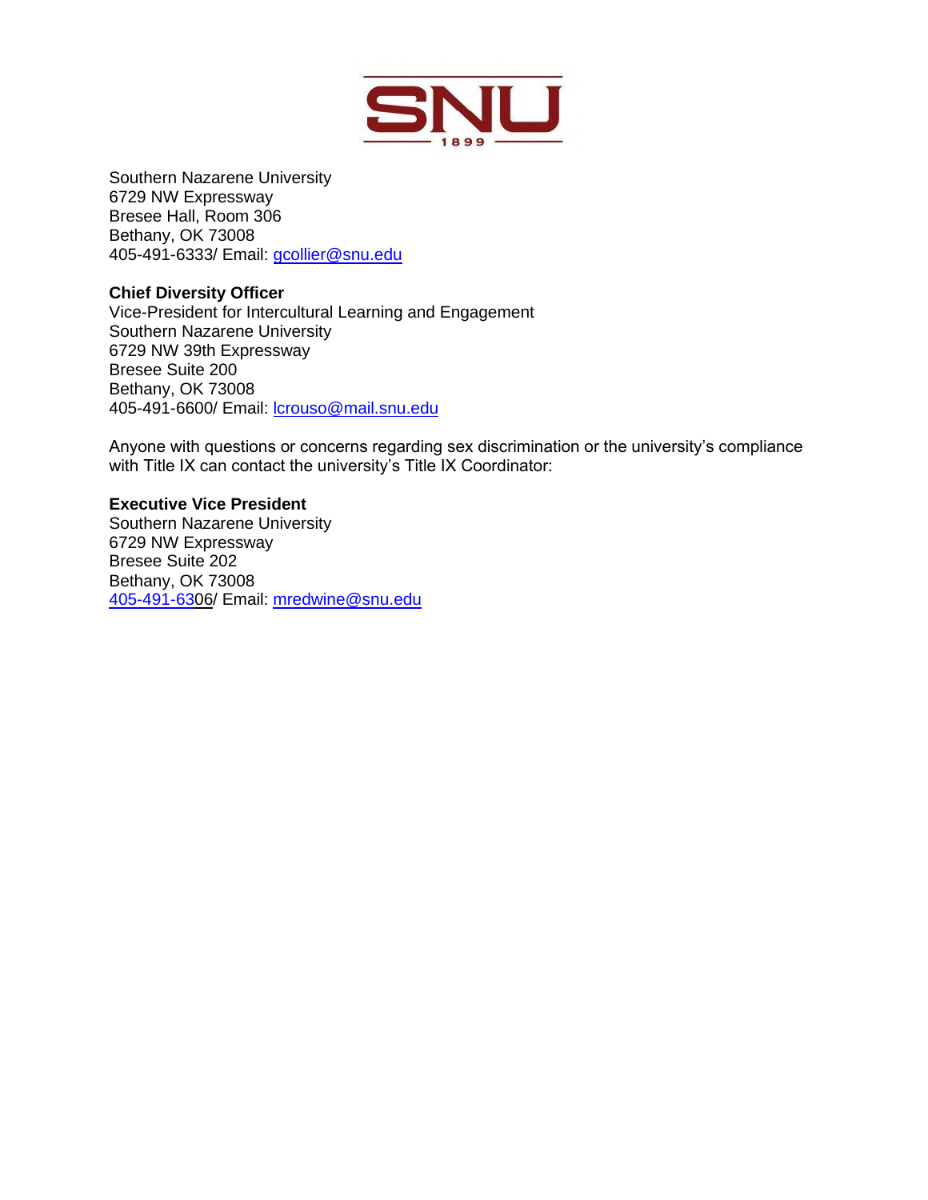Southern Nazarene University
6729 NW Expressway
Bresee Hall, Room 306
Bethany, OK 73008
405-491-6333/ Email: gcollier@snu.edu

**Chief Diversity Officer**
Vice-President for Intercultural Learning and Engagement
Southern Nazarene University
6729 NW 39th Expressway
Bresee Suite 200
Bethany, OK 73008
405-491-6600/ Email: lcrouso@mail.snu.edu

Anyone with questions or concerns regarding sex discrimination or the university's compliance with Title IX can contact the university's Title IX Coordinator:

**Executive Vice President**
Southern Nazarene University
6729 NW Expressway
Bresee Suite 202
Bethany, OK 73008
405-491-6306/ Email: mredwine@snu.edu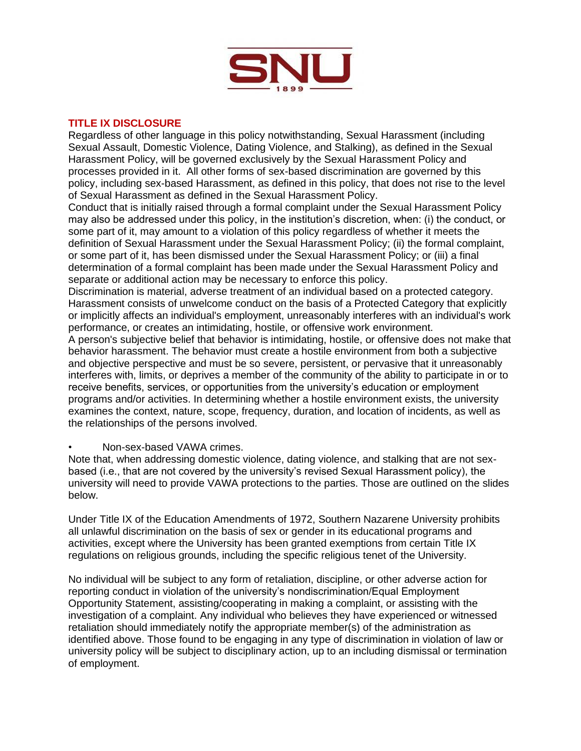## TITLE IX DISCLOSURE

Regardless of other language in this policy notwithstanding, Sexual Harassment (including Sexual Assault, Domestic Violence, Dating Violence, and Stalking), as defined in the Sexual Harassment Policy, will be governed exclusively by the Sexual Harassment Policy and processes provided in it. All other forms of sex-based discrimination are governed by this policy, including sex-based Harassment, as defined in this policy, that does not rise to the level of Sexual Harassment as defined in the Sexual Harassment Policy.

Conduct that is initially raised through a formal complaint under the Sexual Harassment Policy may also be addressed under this policy, in the institution's discretion, when: (i) the conduct, or some part of it, may amount to a violation of this policy regardless of whether it meets the definition of Sexual Harassment under the Sexual Harassment Policy; (ii) the formal complaint, or some part of it, has been dismissed under the Sexual Harassment Policy; or (iii) a final determination of a formal complaint has been made under the Sexual Harassment Policy and separate or additional action may be necessary to enforce this policy.

Discrimination is material, adverse treatment of an individual based on a protected category. Harassment consists of unwelcome conduct on the basis of a Protected Category that explicitly or implicitly affects an individual's employment, unreasonably interferes with an individual's work performance, or creates an intimidating, hostile, or offensive work environment.

A person's subjective belief that behavior is intimidating, hostile, or offensive does not make that behavior harassment. The behavior must create a hostile environment from both a subjective and objective perspective and must be so severe, persistent, or pervasive that it unreasonably interferes with, limits, or deprives a member of the community of the ability to participate in or to receive benefits, services, or opportunities from the university's education or employment programs and/or activities. In determining whether a hostile environment exists, the university examines the context, nature, scope, frequency, duration, and location of incidents, as well as the relationships of the persons involved.

- Non-sex-based VAWA crimes.

Note that, when addressing domestic violence, dating violence, and stalking that are not sex-based (i.e., that are not covered by the university's revised Sexual Harassment policy), the university will need to provide VAWA protections to the parties. Those are outlined on the slides below.

Under Title IX of the Education Amendments of 1972, Southern Nazarene University prohibits all unlawful discrimination on the basis of sex or gender in its educational programs and activities, except where the University has been granted exemptions from certain Title IX regulations on religious grounds, including the specific religious tenet of the University.

No individual will be subject to any form of retaliation, discipline, or other adverse action for reporting conduct in violation of the university's nondiscrimination/Equal Employment Opportunity Statement, assisting/cooperating in making a complaint, or assisting with the investigation of a complaint. Any individual who believes they have experienced or witnessed retaliation should immediately notify the appropriate member(s) of the administration as identified above. Those found to be engaging in any type of discrimination in violation of law or university policy will be subject to disciplinary action, up to an including dismissal or termination of employment.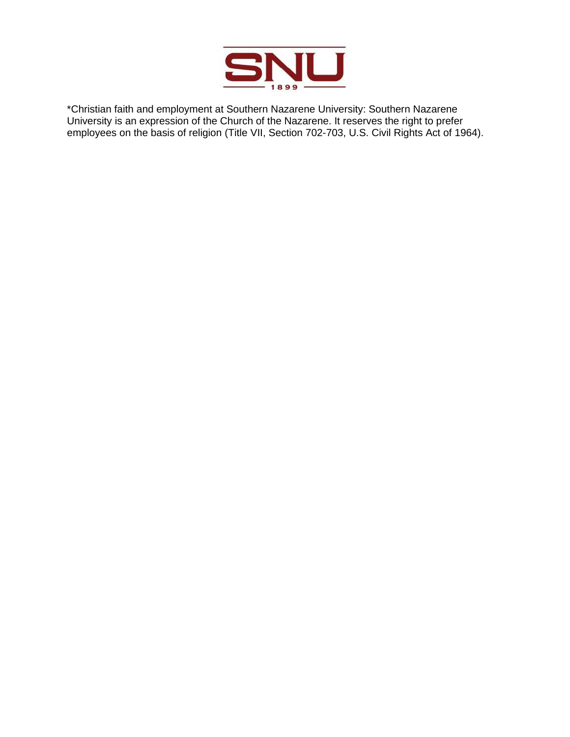*Christian faith and employment at Southern Nazarene University: Southern Nazarene University is an expression of the Church of the Nazarene. It reserves the right to prefer employees on the basis of religion (Title VII, Section 702-703, U.S. Civil Rights Act of 1964).